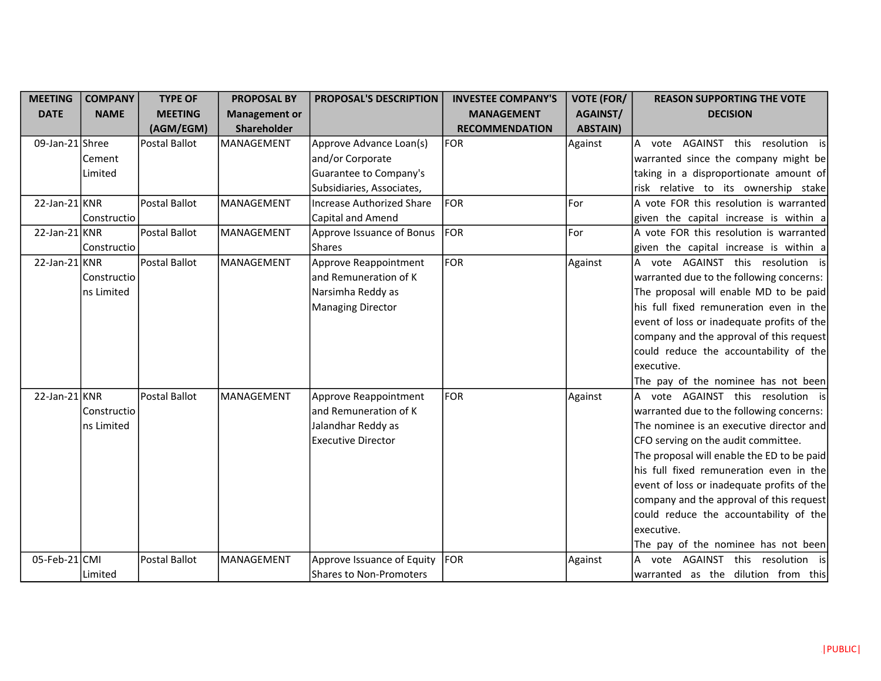| MEETING DATE | COMPANY NAME | TYPE OF MEETING (AGM/EGM) | PROPOSAL BY Management or Shareholder | PROPOSAL'S DESCRIPTION | INVESTEE COMPANY'S MANAGEMENT RECOMMENDATION | VOTE (FOR/ AGAINST/ ABSTAIN) | REASON SUPPORTING THE VOTE DECISION |
|---|---|---|---|---|---|---|---|
| 09-Jan-21 | Shree Cement Limited | Postal Ballot | MANAGEMENT | Approve Advance Loan(s) and/or Corporate Guarantee to Company's Subsidiaries, Associates, | FOR | Against | A vote AGAINST this resolution is warranted since the company might be taking in a disproportionate amount of risk relative to its ownership stake |
| 22-Jan-21 | KNR Constructio | Postal Ballot | MANAGEMENT | Increase Authorized Share Capital and Amend | FOR | For | A vote FOR this resolution is warranted given the capital increase is within a |
| 22-Jan-21 | KNR Constructio | Postal Ballot | MANAGEMENT | Approve Issuance of Bonus Shares | FOR | For | A vote FOR this resolution is warranted given the capital increase is within a |
| 22-Jan-21 | KNR Constructions Limited | Postal Ballot | MANAGEMENT | Approve Reappointment and Remuneration of K Narsimha Reddy as Managing Director | FOR | Against | A vote AGAINST this resolution is warranted due to the following concerns: The proposal will enable MD to be paid his full fixed remuneration even in the event of loss or inadequate profits of the company and the approval of this request could reduce the accountability of the executive. The pay of the nominee has not been |
| 22-Jan-21 | KNR Constructions Limited | Postal Ballot | MANAGEMENT | Approve Reappointment and Remuneration of K Jalandhar Reddy as Executive Director | FOR | Against | A vote AGAINST this resolution is warranted due to the following concerns: The nominee is an executive director and CFO serving on the audit committee. The proposal will enable the ED to be paid his full fixed remuneration even in the event of loss or inadequate profits of the company and the approval of this request could reduce the accountability of the executive. The pay of the nominee has not been |
| 05-Feb-21 | CMI Limited | Postal Ballot | MANAGEMENT | Approve Issuance of Equity Shares to Non-Promoters | FOR | Against | A vote AGAINST this resolution is warranted as the dilution from this |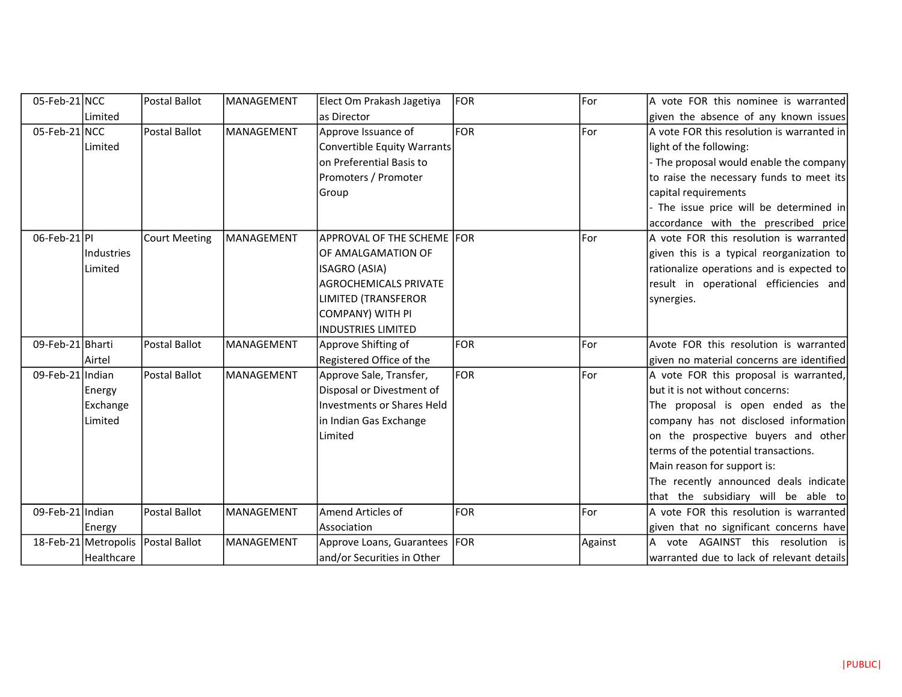| | | | | | | | |
|---|---|---|---|---|---|---|---|
| 05-Feb-21 | NCC Limited | Postal Ballot | MANAGEMENT | Elect Om Prakash Jagetiya as Director | FOR | For | A vote FOR this nominee is warranted given the absence of any known issues |
| 05-Feb-21 | NCC Limited | Postal Ballot | MANAGEMENT | Approve Issuance of Convertible Equity Warrants on Preferential Basis to Promoters / Promoter Group | FOR | For | A vote FOR this resolution is warranted in light of the following:<br>- The proposal would enable the company to raise the necessary funds to meet its capital requirements<br>- The issue price will be determined in accordance with the prescribed price |
| 06-Feb-21 | PI Industries Limited | Court Meeting | MANAGEMENT | APPROVAL OF THE SCHEME OF AMALGAMATION OF ISAGRO (ASIA) AGROCHEMICALS PRIVATE LIMITED (TRANSFEROR COMPANY) WITH PI INDUSTRIES LIMITED | FOR | For | A vote FOR this resolution is warranted given this is a typical reorganization to rationalize operations and is expected to result in operational efficiencies and synergies. |
| 09-Feb-21 | Bharti Airtel | Postal Ballot | MANAGEMENT | Approve Shifting of Registered Office of the | FOR | For | Avote FOR this resolution is warranted given no material concerns are identified |
| 09-Feb-21 | Indian Energy Exchange Limited | Postal Ballot | MANAGEMENT | Approve Sale, Transfer, Disposal or Divestment of Investments or Shares Held in Indian Gas Exchange Limited | FOR | For | A vote FOR this proposal is warranted, but it is not without concerns:<br>The proposal is open ended as the company has not disclosed information on the prospective buyers and other terms of the potential transactions.<br>Main reason for support is:<br>The recently announced deals indicate that the subsidiary will be able to |
| 09-Feb-21 | Indian Energy | Postal Ballot | MANAGEMENT | Amend Articles of Association | FOR | For | A vote FOR this resolution is warranted given that no significant concerns have |
| 18-Feb-21 | Metropolis Healthcare | Postal Ballot | MANAGEMENT | Approve Loans, Guarantees and/or Securities in Other | FOR | Against | A vote AGAINST this resolution is warranted due to lack of relevant details |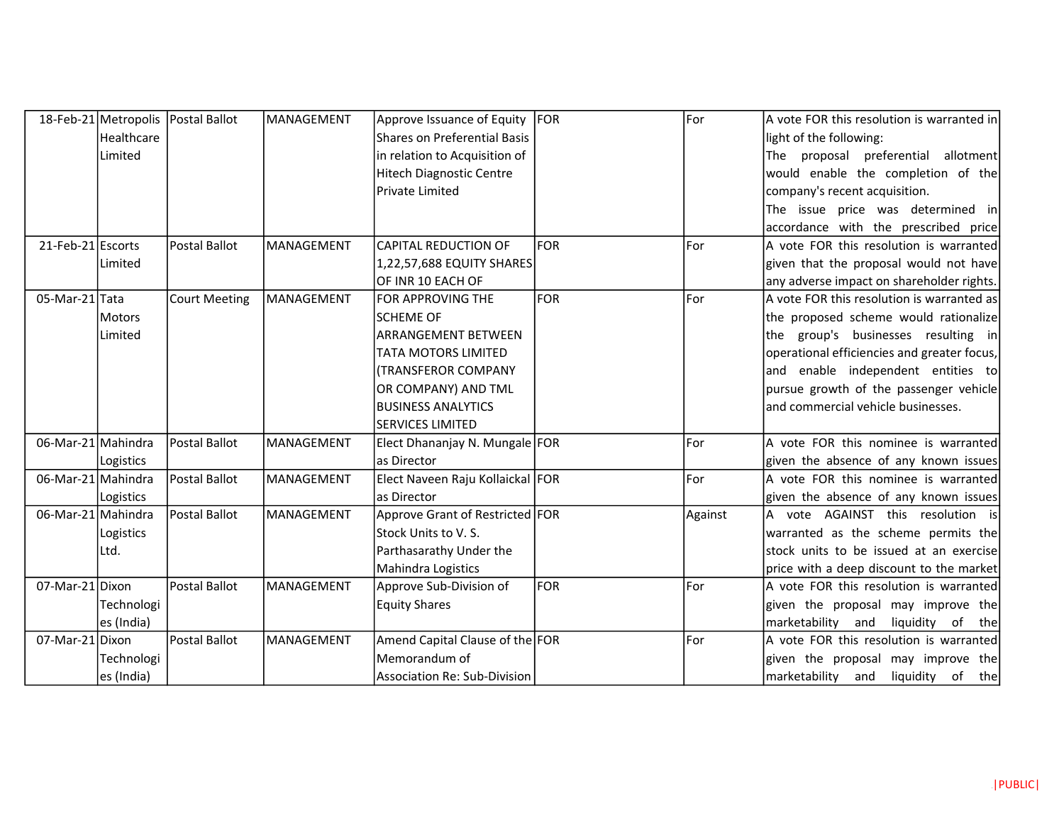| 18-Feb-21 | Metropolis Healthcare Limited | Postal Ballot | MANAGEMENT | Approve Issuance of Equity Shares on Preferential Basis in relation to Acquisition of Hitech Diagnostic Centre Private Limited | FOR | For | A vote FOR this resolution is warranted in light of the following: The proposal preferential allotment would enable the completion of the company's recent acquisition. The issue price was determined in accordance with the prescribed price |
|---|---|---|---|---|---|---|---|
| 21-Feb-21 | Escorts Limited | Postal Ballot | MANAGEMENT | CAPITAL REDUCTION OF 1,22,57,688 EQUITY SHARES OF INR 10 EACH OF | FOR | For | A vote FOR this resolution is warranted given that the proposal would not have any adverse impact on shareholder rights. |
| 05-Mar-21 | Tata Motors Limited | Court Meeting | MANAGEMENT | FOR APPROVING THE SCHEME OF ARRANGEMENT BETWEEN TATA MOTORS LIMITED (TRANSFEROR COMPANY OR COMPANY) AND TML BUSINESS ANALYTICS SERVICES LIMITED | FOR | For | A vote FOR this resolution is warranted as the proposed scheme would rationalize the group's businesses resulting in operational efficiencies and greater focus, and enable independent entities to pursue growth of the passenger vehicle and commercial vehicle businesses. |
| 06-Mar-21 | Mahindra Logistics | Postal Ballot | MANAGEMENT | Elect Dhananjay N. Mungale as Director | FOR | For | A vote FOR this nominee is warranted given the absence of any known issues |
| 06-Mar-21 | Mahindra Logistics | Postal Ballot | MANAGEMENT | Elect Naveen Raju Kollaickal as Director | FOR | For | A vote FOR this nominee is warranted given the absence of any known issues |
| 06-Mar-21 | Mahindra Logistics Ltd. | Postal Ballot | MANAGEMENT | Approve Grant of Restricted Stock Units to V. S. Parthasarathy Under the Mahindra Logistics | FOR | Against | A vote AGAINST this resolution is warranted as the scheme permits the stock units to be issued at an exercise price with a deep discount to the market |
| 07-Mar-21 | Dixon Technologies (India) | Postal Ballot | MANAGEMENT | Approve Sub-Division of Equity Shares | FOR | For | A vote FOR this resolution is warranted given the proposal may improve the marketability and liquidity of the |
| 07-Mar-21 | Dixon Technologies (India) | Postal Ballot | MANAGEMENT | Amend Capital Clause of the Memorandum of Association Re: Sub-Division | FOR | For | A vote FOR this resolution is warranted given the proposal may improve the marketability and liquidity of the |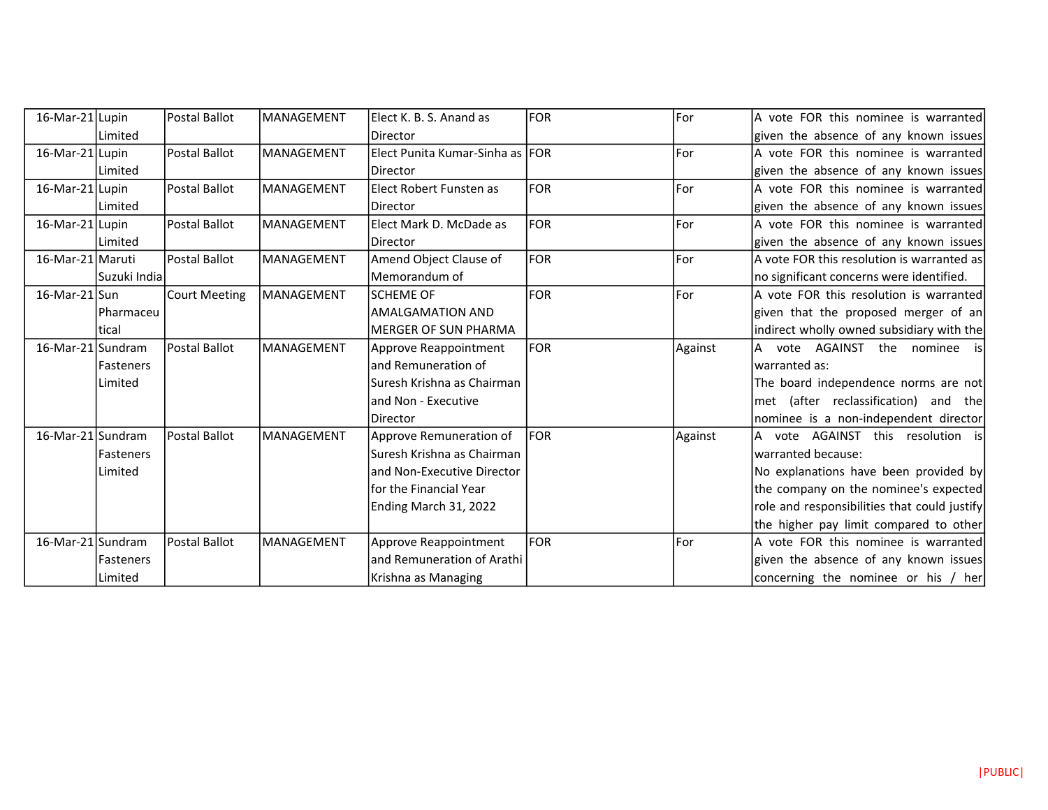| | | | | | | | |
|---|---|---|---|---|---|---|---|
| 16-Mar-21 | Lupin Limited | Postal Ballot | MANAGEMENT | Elect K. B. S. Anand as Director | FOR | For | A vote FOR this nominee is warranted given the absence of any known issues |
| 16-Mar-21 | Lupin Limited | Postal Ballot | MANAGEMENT | Elect Punita Kumar-Sinha as Director | FOR | For | A vote FOR this nominee is warranted given the absence of any known issues |
| 16-Mar-21 | Lupin Limited | Postal Ballot | MANAGEMENT | Elect Robert Funsten as Director | FOR | For | A vote FOR this nominee is warranted given the absence of any known issues |
| 16-Mar-21 | Lupin Limited | Postal Ballot | MANAGEMENT | Elect Mark D. McDade as Director | FOR | For | A vote FOR this nominee is warranted given the absence of any known issues |
| 16-Mar-21 | Maruti Suzuki India | Postal Ballot | MANAGEMENT | Amend Object Clause of Memorandum of | FOR | For | A vote FOR this resolution is warranted as no significant concerns were identified. |
| 16-Mar-21 | Sun Pharmaceutical | Court Meeting | MANAGEMENT | SCHEME OF AMALGAMATION AND MERGER OF SUN PHARMA | FOR | For | A vote FOR this resolution is warranted given that the proposed merger of an indirect wholly owned subsidiary with the |
| 16-Mar-21 | Sundram Fasteners Limited | Postal Ballot | MANAGEMENT | Approve Reappointment and Remuneration of Suresh Krishna as Chairman and Non - Executive Director | FOR | Against | A vote AGAINST the nominee is warranted as:<br>The board independence norms are not met (after reclassification) and the nominee is a non-independent director |
| 16-Mar-21 | Sundram Fasteners Limited | Postal Ballot | MANAGEMENT | Approve Remuneration of Suresh Krishna as Chairman and Non-Executive Director for the Financial Year Ending March 31, 2022 | FOR | Against | A vote AGAINST this resolution is warranted because:<br>No explanations have been provided by the company on the nominee's expected role and responsibilities that could justify the higher pay limit compared to other |
| 16-Mar-21 | Sundram Fasteners Limited | Postal Ballot | MANAGEMENT | Approve Reappointment and Remuneration of Arathi Krishna as Managing | FOR | For | A vote FOR this nominee is warranted given the absence of any known issues concerning the nominee or his / her |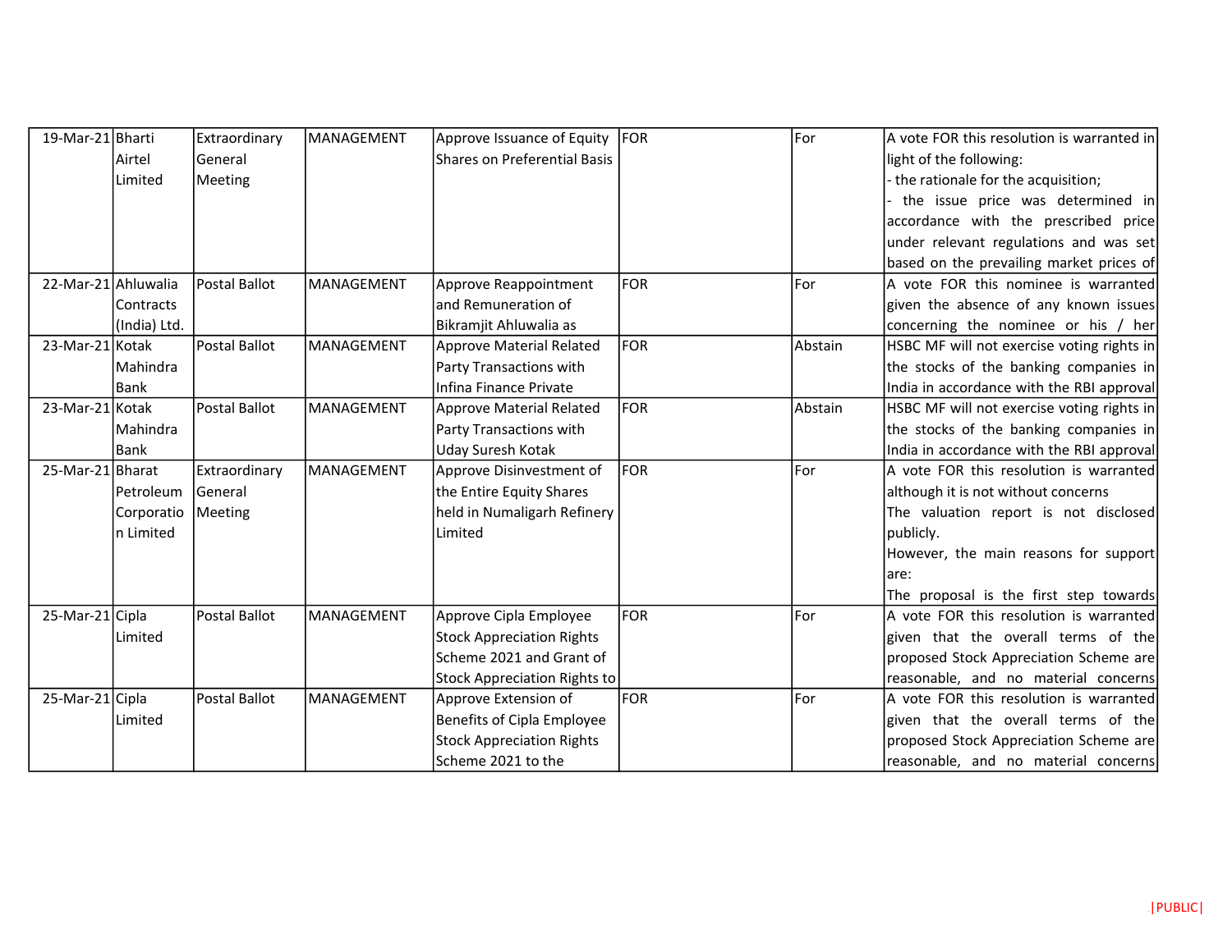| | | | | | | | |
|---|---|---|---|---|---|---|---|
| 19-Mar-21 | Bharti Airtel Limited | Extraordinary General Meeting | MANAGEMENT | Approve Issuance of Equity Shares on Preferential Basis | FOR | For | A vote FOR this resolution is warranted in light of the following:<br>- the rationale for the acquisition;<br>- the issue price was determined in accordance with the prescribed price under relevant regulations and was set based on the prevailing market prices of |
| 22-Mar-21 | Ahluwalia Contracts (India) Ltd. | Postal Ballot | MANAGEMENT | Approve Reappointment and Remuneration of Bikramjit Ahluwalia as | FOR | For | A vote FOR this nominee is warranted given the absence of any known issues concerning the nominee or his / her |
| 23-Mar-21 | Kotak Mahindra Bank | Postal Ballot | MANAGEMENT | Approve Material Related Party Transactions with Infina Finance Private | FOR | Abstain | HSBC MF will not exercise voting rights in the stocks of the banking companies in India in accordance with the RBI approval |
| 23-Mar-21 | Kotak Mahindra Bank | Postal Ballot | MANAGEMENT | Approve Material Related Party Transactions with Uday Suresh Kotak | FOR | Abstain | HSBC MF will not exercise voting rights in the stocks of the banking companies in India in accordance with the RBI approval |
| 25-Mar-21 | Bharat Petroleum Corporation Limited | Extraordinary General Meeting | MANAGEMENT | Approve Disinvestment of the Entire Equity Shares held in Numaligarh Refinery Limited | FOR | For | A vote FOR this resolution is warranted although it is not without concerns<br>The valuation report is not disclosed publicly.<br>However, the main reasons for support are:<br>The proposal is the first step towards |
| 25-Mar-21 | Cipla Limited | Postal Ballot | MANAGEMENT | Approve Cipla Employee Stock Appreciation Rights Scheme 2021 and Grant of Stock Appreciation Rights to | FOR | For | A vote FOR this resolution is warranted given that the overall terms of the proposed Stock Appreciation Scheme are reasonable, and no material concerns |
| 25-Mar-21 | Cipla Limited | Postal Ballot | MANAGEMENT | Approve Extension of Benefits of Cipla Employee Stock Appreciation Rights Scheme 2021 to the | FOR | For | A vote FOR this resolution is warranted given that the overall terms of the proposed Stock Appreciation Scheme are reasonable, and no material concerns |

|PUBLIC|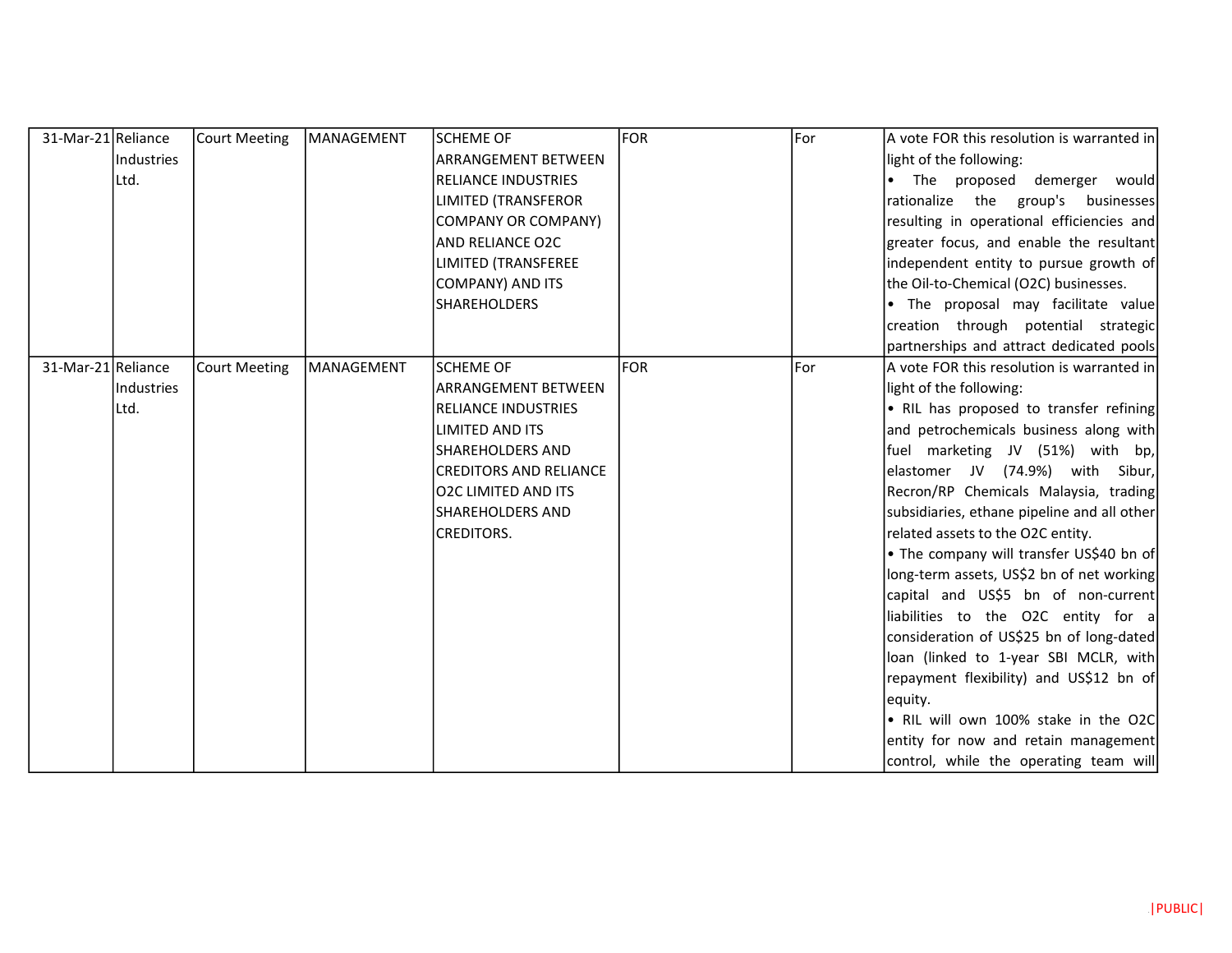| 31-Mar-21 | Reliance Industries Ltd. | Court Meeting | MANAGEMENT | SCHEME OF ARRANGEMENT BETWEEN RELIANCE INDUSTRIES LIMITED (TRANSFEROR COMPANY OR COMPANY) AND RELIANCE O2C LIMITED (TRANSFEREE COMPANY) AND ITS SHAREHOLDERS | FOR | For | A vote FOR this resolution is warranted in light of the following: • The proposed demerger would rationalize the group's businesses resulting in operational efficiencies and greater focus, and enable the resultant independent entity to pursue growth of the Oil-to-Chemical (O2C) businesses. • The proposal may facilitate value creation through potential strategic partnerships and attract dedicated pools |
|---|---|---|---|---|---|---|---|
| 31-Mar-21 | Reliance Industries Ltd. | Court Meeting | MANAGEMENT | SCHEME OF ARRANGEMENT BETWEEN RELIANCE INDUSTRIES LIMITED AND ITS SHAREHOLDERS AND CREDITORS AND RELIANCE O2C LIMITED AND ITS SHAREHOLDERS AND CREDITORS. | FOR | For | A vote FOR this resolution is warranted in light of the following: • RIL has proposed to transfer refining and petrochemicals business along with fuel marketing JV (51%) with bp, elastomer JV (74.9%) with Sibur, Recron/RP Chemicals Malaysia, trading subsidiaries, ethane pipeline and all other related assets to the O2C entity. • The company will transfer US$40 bn of long-term assets, US$2 bn of net working capital and US$5 bn of non-current liabilities to the O2C entity for a consideration of US$25 bn of long-dated loan (linked to 1-year SBI MCLR, with repayment flexibility) and US$12 bn of equity. • RIL will own 100% stake in the O2C entity for now and retain management control, while the operating team will |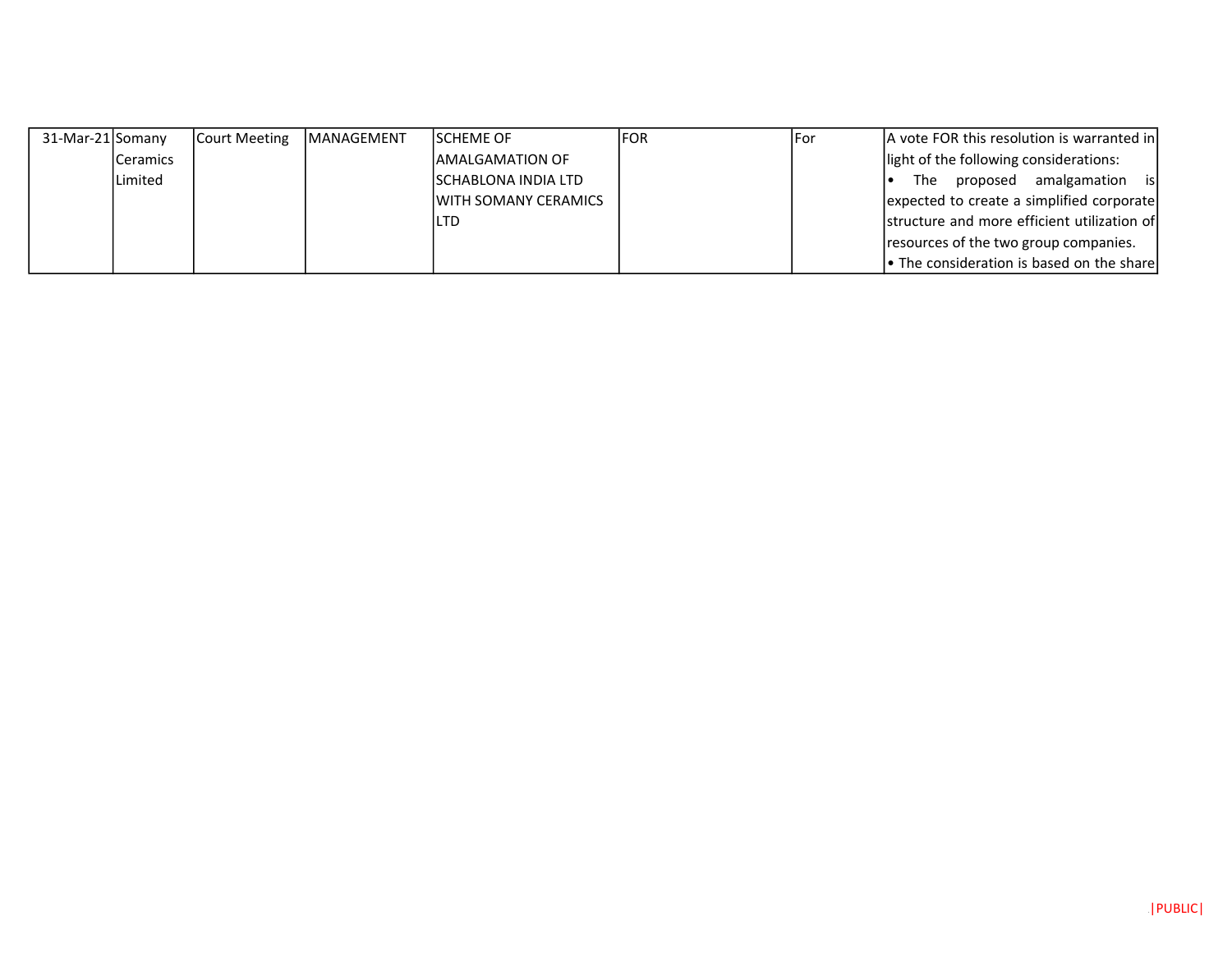| | | | | | | | |
|---|---|---|---|---|---|---|---|
| 31-Mar-21 | Somany Ceramics Limited | Court Meeting | MANAGEMENT | SCHEME OF AMALGAMATION OF SCHABLONA INDIA LTD WITH SOMANY CERAMICS LTD | FOR | For | A vote FOR this resolution is warranted in light of the following considerations: • The proposed amalgamation is expected to create a simplified corporate structure and more efficient utilization of resources of the two group companies. • The consideration is based on the share |